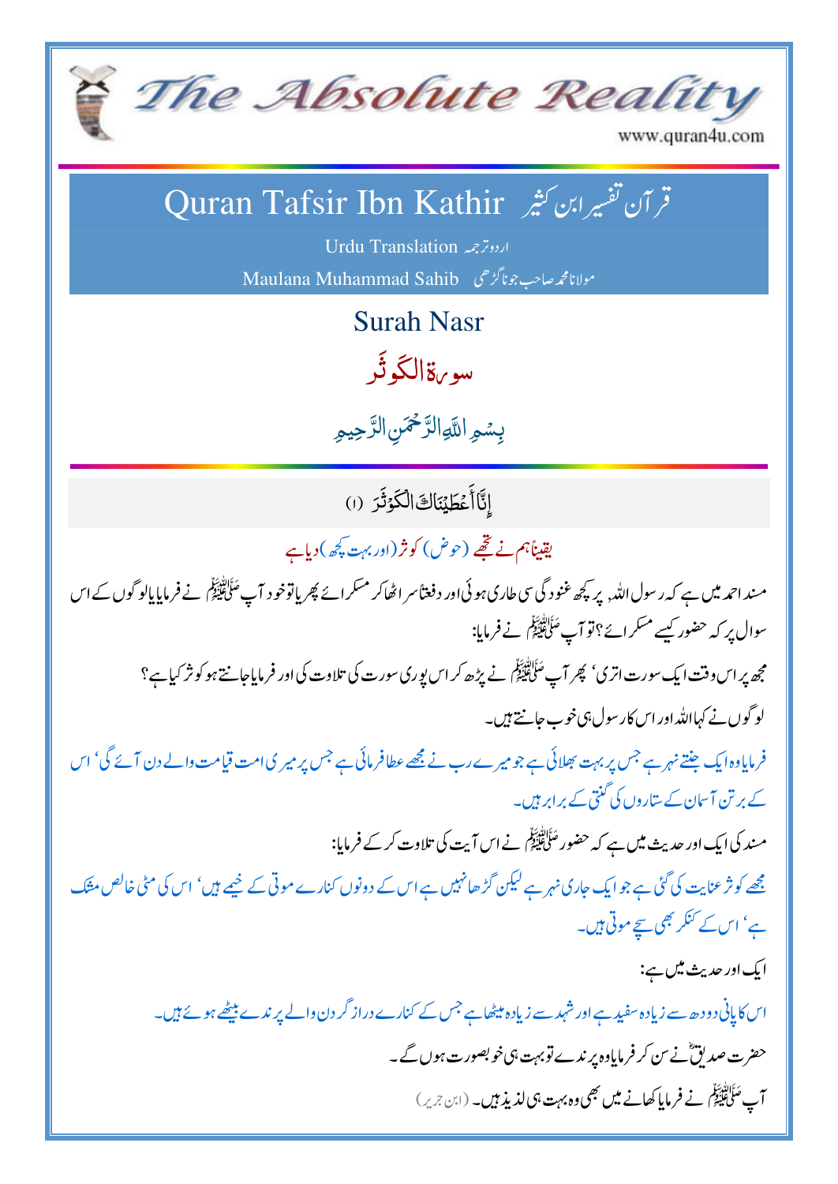# The Absolute Reality

www.quran4u.com

## Quran Tafsir Ibn Kathir قرآن تفسیر ابن کثیر

Urdu Translation اردو ترجمہ

Maulana Muhammad Sahib مولانا محمد صاحب جوناگڑھی

## Surah Nasr

## سورۃ الکوثر

بِسۡمِ اللّٰہِ الرَّحۡمٰنِ الرَّحِیۡمِ

إِنَّآ أَعۡطَيۡنَـٰكَ ٱلۡكَوۡثَرَ (١)

یقیناً ہم نے تجھے (حوض) کوثر (اور بہت کچھ) دیا ہے

مسند احمد میں ہے کہ رسول اللہ پر کچھ غنودگی سی طاری ہوئی اور دفعتاً سر اٹھا کر مسکرائے پھر یا تو خود آپ ﷺ نے فرمایا یا لوگوں کے اس سوال پر کہ حضور کیسے مسکرائے؟ تو آپ ﷺ نے فرمایا:

مجھ پر اس وقت ایک سورت اتری' پھر آپ ﷺ نے پڑھ کر اس پوری سورت کی تلاوت کی اور فرمایا جانتے ہو کوثر کیا ہے؟

لوگوں نے کہا اللہ اور اس کا رسول ہی خوب جانتے ہیں۔

فرمایا وہ ایک جنتی نہر ہے جس پر بہت بھلائی ہے جو میرے رب نے مجھے عطا فرمائی ہے جس پر میری امت قیامت والے دن آئے گی' اس کے برتن آسمان کے ستاروں کی گنتی کے برابر ہیں۔

مسند کی ایک اور حدیث میں ہے کہ حضور ﷺ نے اس آیت کی تلاوت کر کے فرمایا:

مجھے کوثر عنایت کی گئی ہے جو ایک جاری نہر ہے لیکن گڑھا نہیں ہے اس کے دونوں کنارے موتی کے خیمے ہیں' اس کی مٹی خالص مشک ہے' اس کے کنکر بھی سچے موتی ہیں۔

ایک اور حدیث میں ہے:

اس کا پانی دودھ سے زیادہ سفید ہے اور شہد سے زیادہ میٹھا ہے جس کے کنارے دراز گردن والے پرندے بیٹھے ہوئے ہیں۔

حضرت صدیقؓ نے سن کر فرمایا وہ پرندے تو بہت ہی خوبصورت ہوں گے۔

آپ ﷺ نے فرمایا کھانے میں بھی وہ بہت ہی لذیذ ہیں۔ (ابن جریر)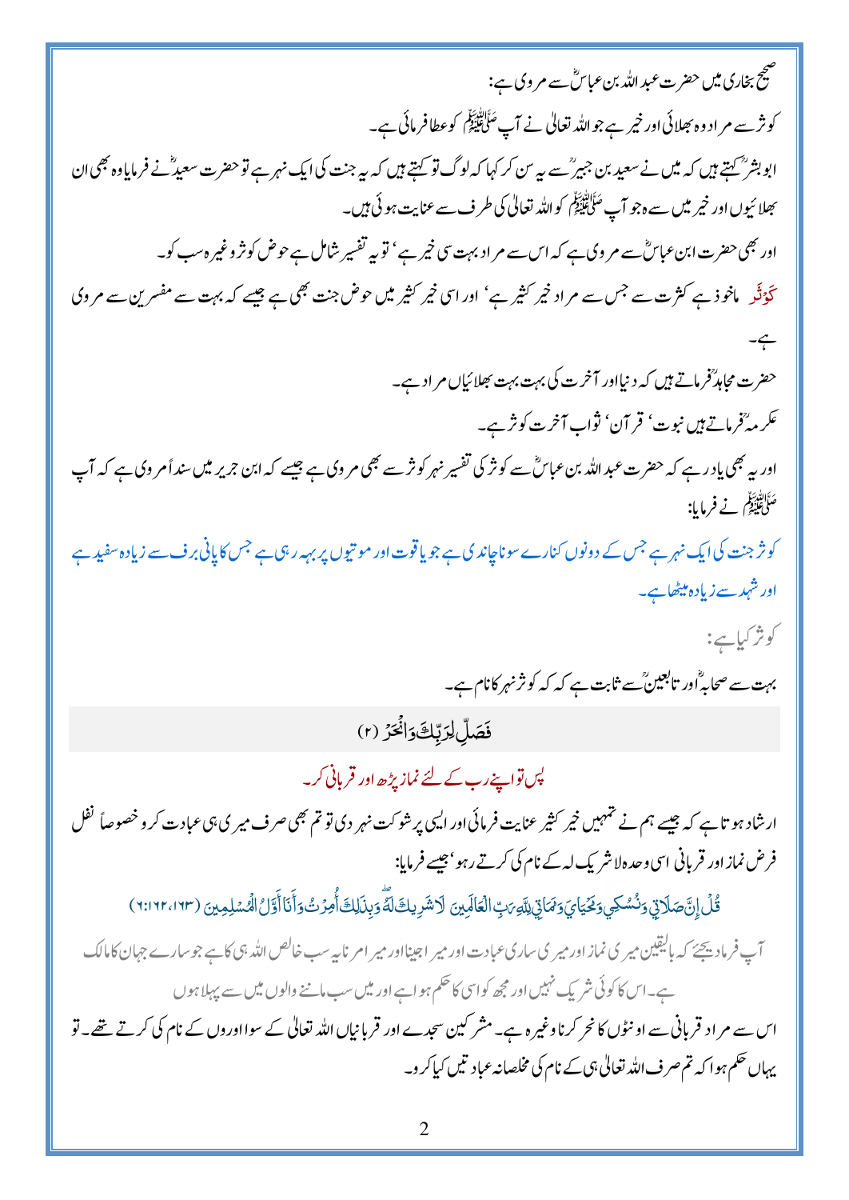صحیح بخاری میں حضرت عبداللہ بن عباسؓ سے مروی ہے:

کوثر سے مراد وہ بھلائی اور خیر ہے جو اللہ تعالیٰ نے آپ صَلَّی اللّٰہُ عَلَیْہِ وَسَلَّم کو عطا فرمائی ہے۔

ابو بشرؒ کہتے ہیں کہ میں نے سعید بن جبیرؒ سے یہ سن کر کہا کہ لوگ تو کہتے ہیں کہ یہ جنت کی ایک نہر ہے تو حضرت سعیدؒ نے فرمایا وہ بھی ان بھلائیوں اور خیر میں سے ہے جو آپ صَلَّی اللّٰہُ عَلَیْہِ وَسَلَّم کو اللہ تعالیٰ کی طرف سے عنایت ہوئی ہیں۔

اور بھی حضرت ابن عباسؓ سے مروی ہے کہ اس سے مراد بہت سی خیر ہے' تو یہ تفسیر شامل ہے حوض کوثر وغیرہ سب کو۔

**كَوْثَر** ماخوذ ہے کثرت سے جس سے مراد خیر کثیر ہے' اور اسی خیر کثیر میں حوض جنت بھی ہے جیسے کہ بہت سے مفسرین سے مروی ہے۔

حضرت مجاہدؒ فرماتے ہیں کہ دنیا اور آخرت کی بہت بہت بھلائیاں مراد ہے۔

عکرمہؒ فرماتے ہیں نبوت' قرآن' ثواب آخرت کوثر ہے۔

اور یہ بھی یاد رہے کہ حضرت عبداللہ بن عباسؓ سے کوثر کی تفسیر نہر کوثر سے بھی مروی ہے جیسے کہ ابن جریر میں سنداً مروی ہے کہ آپ صَلَّی اللّٰہُ عَلَیْہِ وَسَلَّم نے فرمایا:

کوثر جنت کی ایک نہر ہے جس کے دونوں کنارے سونا چاندی ہے جو یاقوت اور موتیوں پر بہہ رہی ہے جس کا پانی برف سے زیادہ سفید ہے اور شہد سے زیادہ میٹھا ہے۔

کوثر کیا ہے:

بہت سے صحابہؓ اور تابعینؒ سے ثابت ہے کہ کہ کوثر نہر کا نام ہے۔

**فَصَلِّ لِرَبِّكَ وَانْحَرْ (۲)**

پس تو اپنے رب کے لئے نماز پڑھ اور قربانی کر۔

ارشاد ہوتا ہے کہ جیسے ہم نے تمہیں خیر کثیر عنایت فرمائی اور ایسی پر شوکت نہر دی تو تم بھی صرف میری ہی عبادت کرو خصوصاً نفل فرض نماز اور قربانی اسی وحدہ لاشریک لہ کے نام کی کرتے رہو' جیسے فرمایا:

قُلْ إِنَّ صَلَاتِي وَنُسُكِي وَمَحْيَايَ وَمَمَاتِي لِلَّهِ رَبِّ الْعَالَمِينَ لَا شَرِيكَ لَهُ وَبِذَٰلِكَ أُمِرْتُ وَأَنَا أَوَّلُ الْمُسْلِمِينَ (۱۶۳،۱۶۲:۶)

آپ فرما دیجئے کہ بالیقین میری نماز اور میری ساری عبادت اور میرا جینا اور میرا مرنا یہ سب خالص اللہ ہی کا ہے جو سارے جہان کا مالک ہے۔ اس کا کوئی شریک نہیں اور مجھ کو اسی کا حکم ہوا ہے اور میں سب ماننے والوں میں سے پہلا ہوں

اس سے مراد قربانی سے اونٹوں کا نحر کرنا وغیرہ ہے۔ مشرکین سجدے اور قربانیاں اللہ تعالیٰ کے سوا اوروں کے نام کی کرتے تھے۔ تو یہاں حکم ہوا کہ تم صرف اللہ تعالیٰ ہی کے نام کی مخلصانہ عبادتیں کیا کرو۔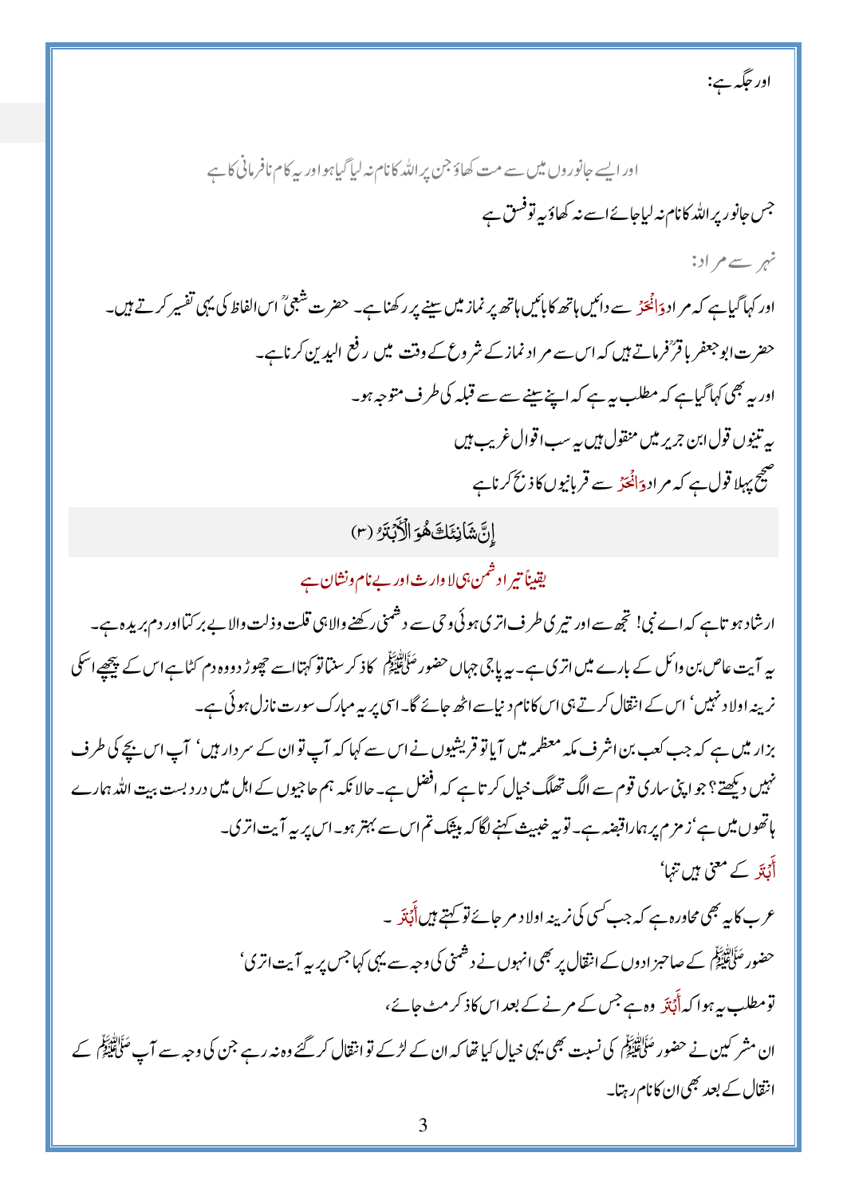اور جگہ ہے:

اور ایسے جانوروں میں سے مت کھاؤ جن پر اللہ کا نام نہ لیا گیا ہو اور یہ کام نافرمانی کا ہے

جس جانور پر اللہ کا نام نہ لیا جائے اسے نہ کھاؤ یہ تو فسق ہے

نحر سے مراد:

اور کہا گیا ہے کہ مراد وَانْحَرْ سے دائیں ہاتھ کا بائیں ہاتھ پر نماز میں سینے پر رکھنا ہے۔ حضرت شعبیؒ اس الفاظ کی یہی تفسیر کرتے ہیں۔

حضرت ابو جعفر باقرؒ فرماتے ہیں کہ اس سے مراد نماز کے شروع کے وقت میں رفع الیدین کرنا ہے۔

اور یہ بھی کہا گیا ہے کہ مطلب یہ ہے کہ اپنے سینے سے قبلہ کی طرف متوجہ ہو۔

یہ تینوں قول ابن جریر میں منقول ہیں یہ سب اقوال غریب ہیں

صحیح پہلا قول ہے کہ مراد وَانْحَرْ سے قربانیوں کا ذبح کرنا ہے

## إِنَّ شَانِئَكَ هُوَ الْأَبْتَرُ (۳)

**یقیناً تیرا دشمن ہی لا وارث اور بے نام و نشان ہے**

ارشاد ہوتا ہے کہ اے نبی! تجھ سے اور تیری طرف اتری ہوئی وحی سے دشمنی رکھنے والا ہی قلت و ذلت والا بے برکتا اور دم بریدہ ہے۔

یہ آیت عاص بن وائل کے بارے میں اتری ہے۔ یہ پاجی جہاں حضور صلی اللہ علیہ وسلم کا ذکر سنتا تو کہتا اسے چھوڑ دو وہ دم کٹا ہے اس کے پیچھے اسکی نرینہ اولاد نہیں' اس کے انتقال کرتے ہی اس کا نام دنیا سے اٹھ جائے گا۔ اسی پر یہ مبارک سورت نازل ہوئی ہے۔

بزار میں ہے کہ جب کعب بن اشرف مکہ معظمہ میں آیا تو قریشیوں نے اس سے کہا کہ آپ تو ان کے سردار ہیں' آپ اس بچے کی طرف نہیں دیکھتے؟ جو اپنی ساری قوم سے الگ تھلگ خیال کرتا ہے کہ افضل ہے۔ حالانکہ ہم حاجیوں کے اہل میں دربست بیت اللہ ہمارے ہاتھوں میں ہے' زمزم پر ہمارا قبضہ ہے۔ تو یہ خبیث کہنے لگا کہ بیشک تم اس سے بہتر ہو۔ اس پر یہ آیت اتری۔

أَبْتَرَ کے معنی ہیں تنہا'

عرب کا یہ بھی محاورہ ہے کہ جب کسی کی نرینہ اولاد مر جائے تو کہتے ہیں أَبْتَرَ ۔

حضور صلی اللہ علیہ وسلم کے صاحبزادوں کے انتقال پر بھی انہوں نے دشمنی کی وجہ سے یہی کہا جس پر یہ آیت اتری'

تو مطلب یہ ہوا کہ أَبْتَرَ وہ ہے جس کے مرنے کے بعد اس کا ذکر مٹ جائے،

ان مشرکین نے حضور صلی اللہ علیہ وسلم کی نسبت بھی یہی خیال کیا تھا کہ ان کے لڑکے تو انتقال کر گئے وہ نہ رہے جن کی وجہ سے آپ صلی اللہ علیہ وسلم کے انتقال کے بعد بھی ان کا نام رہتا۔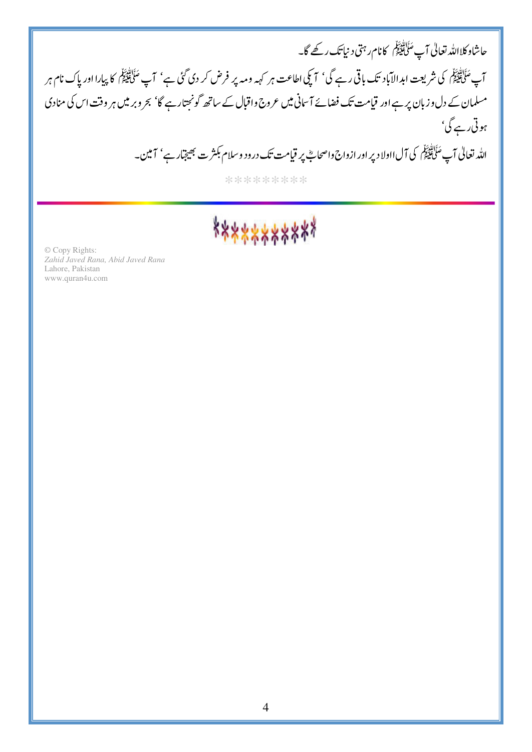حاشا وکلا اللہ تعالیٰ آپ ﷺ کا نام رہتی دنیا تک رکھے گا۔

آپ ﷺ کی شریعت ابد الآباد تک باقی رہے گی‘ آپکی اطاعت ہر کہہ ومہ پر فرض کر دی گئی ہے‘ آپ ﷺ کا پیارا اور پاک نام ہر مسلمان کے دل وزبان پر ہے اور قیامت تک فضائے آسمانی میں عروج واقبال کے ساتھ گونجتا رہے گا‘ بحر وبر میں ہر وقت اس کی منادی ہوتی رہے گی‘

اللہ تعالیٰ آپ ﷺ کی آل اولاد پر اور ازواج واصحابؓ پر قیامت تک درود وسلام بکثرت بھیجتا رہے‘ آمین۔

*********

© Copy Rights:
*Zahid Javed Rana, Abid Javed Rana*
Lahore, Pakistan
www.quran4u.com